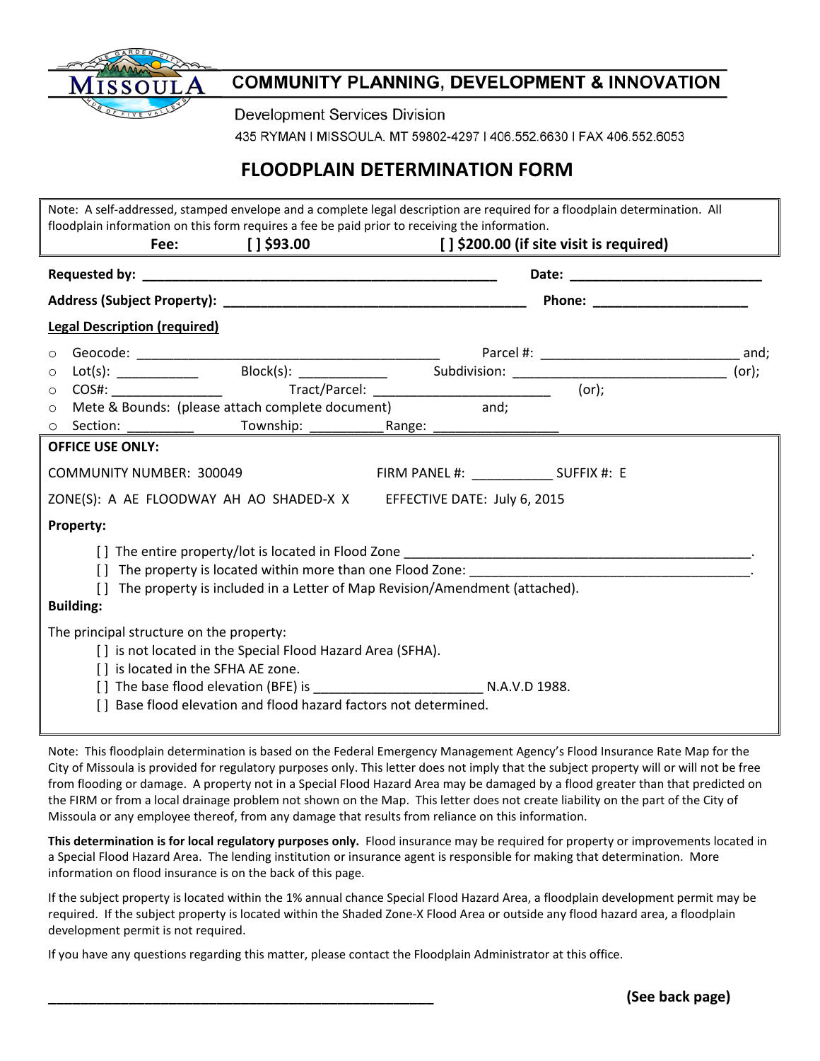COMMUNITY PLANNING, DEVELOPMENT & INNOVATION

Development Services Division

435 RYMAN | MISSOULA, MT 59802-4297 | 406.552.6630 | FAX 406.552.6053

# FLOODPLAIN DETERMINATION FORM

Note: A self-addressed, stamped envelope and a complete legal description are required for a floodplain determination. All floodplain information on this form requires a fee be paid prior to receiving the information.

**Fee: [ ] $93.00 [ ] $200.00 (if site visit is required)**

**Requested by:** ______________________________________________ **Date:** ________________________

**Address (Subject Property):** ______________________________________ **Phone:** ____________________

**Legal Description (required)**

- Geocode: ________________________________________ Parcel #: __________________________ and;
- Lot(s): ___________ Block(s): ____________ Subdivision: _____________________________ (or);
- COS#: _______________ Tract/Parcel: ________________________ (or);
- Mete & Bounds: (please attach complete document) and;
- Section: _________ Township: __________ Range: _________________

**OFFICE USE ONLY:**

COMMUNITY NUMBER: 300049 FIRM PANEL #: ___________ SUFFIX #: E

ZONE(S): A AE FLOODWAY AH AO SHADED-X X EFFECTIVE DATE: July 6, 2015

**Property:**

[ ] The entire property/lot is located in Flood Zone ________________________________________________.
[ ] The property is located within more than one Flood Zone: ______________________________________.
[ ] The property is included in a Letter of Map Revision/Amendment (attached).

**Building:**

The principal structure on the property:
[ ] is not located in the Special Flood Hazard Area (SFHA).
[ ] is located in the SFHA AE zone.
[ ] The base flood elevation (BFE) is ______________________ N.A.V.D 1988.
[ ] Base flood elevation and flood hazard factors not determined.

Note: This floodplain determination is based on the Federal Emergency Management Agency's Flood Insurance Rate Map for the City of Missoula is provided for regulatory purposes only. This letter does not imply that the subject property will or will not be free from flooding or damage. A property not in a Special Flood Hazard Area may be damaged by a flood greater than that predicted on the FIRM or from a local drainage problem not shown on the Map. This letter does not create liability on the part of the City of Missoula or any employee thereof, from any damage that results from reliance on this information.

**This determination is for local regulatory purposes only.** Flood insurance may be required for property or improvements located in a Special Flood Hazard Area. The lending institution or insurance agent is responsible for making that determination. More information on flood insurance is on the back of this page.

If the subject property is located within the 1% annual chance Special Flood Hazard Area, a floodplain development permit may be required. If the subject property is located within the Shaded Zone-X Flood Area or outside any flood hazard area, a floodplain development permit is not required.

If you have any questions regarding this matter, please contact the Floodplain Administrator at this office.

__________________________________________________ **(See back page)**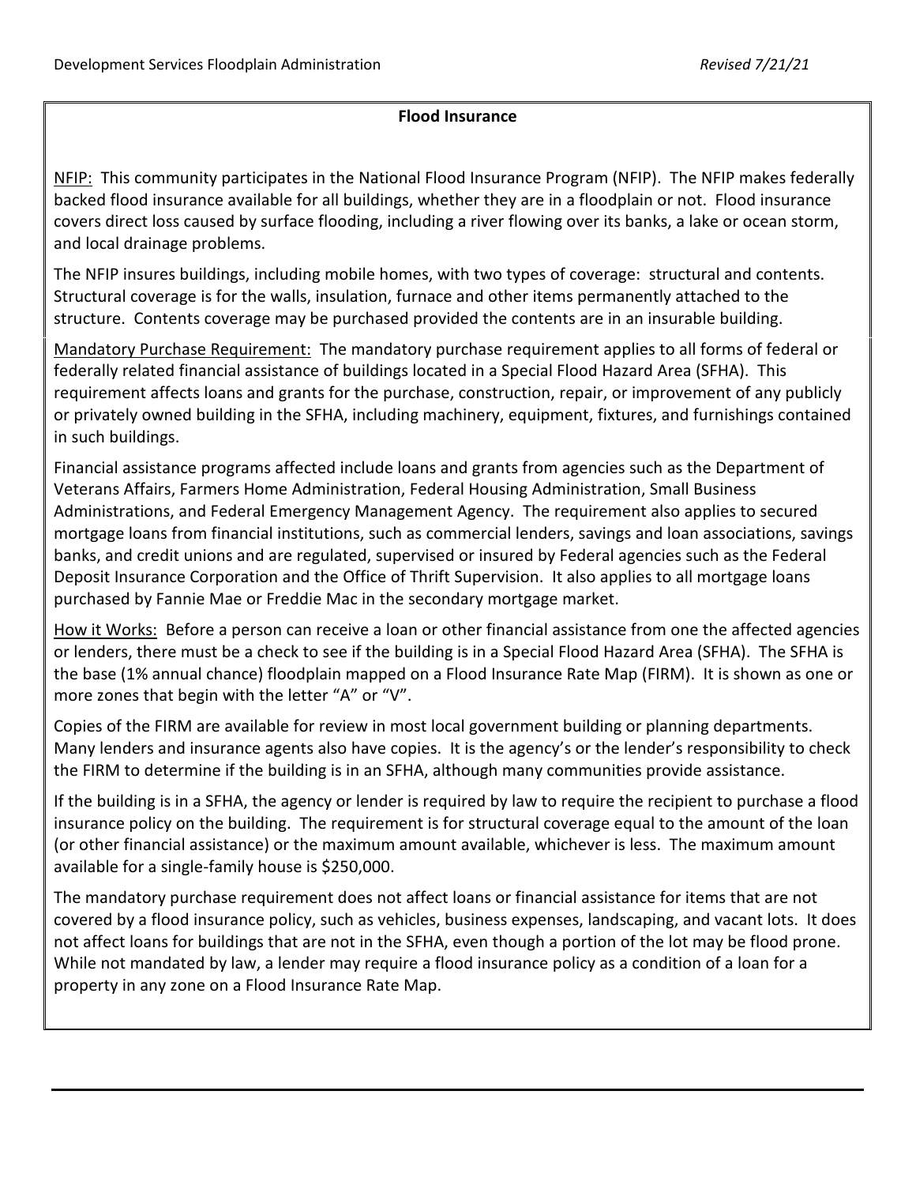## Flood Insurance

NFIP: This community participates in the National Flood Insurance Program (NFIP). The NFIP makes federally backed flood insurance available for all buildings, whether they are in a floodplain or not. Flood insurance covers direct loss caused by surface flooding, including a river flowing over its banks, a lake or ocean storm, and local drainage problems.

The NFIP insures buildings, including mobile homes, with two types of coverage: structural and contents. Structural coverage is for the walls, insulation, furnace and other items permanently attached to the structure. Contents coverage may be purchased provided the contents are in an insurable building.

Mandatory Purchase Requirement: The mandatory purchase requirement applies to all forms of federal or federally related financial assistance of buildings located in a Special Flood Hazard Area (SFHA). This requirement affects loans and grants for the purchase, construction, repair, or improvement of any publicly or privately owned building in the SFHA, including machinery, equipment, fixtures, and furnishings contained in such buildings.

Financial assistance programs affected include loans and grants from agencies such as the Department of Veterans Affairs, Farmers Home Administration, Federal Housing Administration, Small Business Administrations, and Federal Emergency Management Agency. The requirement also applies to secured mortgage loans from financial institutions, such as commercial lenders, savings and loan associations, savings banks, and credit unions and are regulated, supervised or insured by Federal agencies such as the Federal Deposit Insurance Corporation and the Office of Thrift Supervision. It also applies to all mortgage loans purchased by Fannie Mae or Freddie Mac in the secondary mortgage market.

How it Works: Before a person can receive a loan or other financial assistance from one the affected agencies or lenders, there must be a check to see if the building is in a Special Flood Hazard Area (SFHA). The SFHA is the base (1% annual chance) floodplain mapped on a Flood Insurance Rate Map (FIRM). It is shown as one or more zones that begin with the letter "A" or "V".

Copies of the FIRM are available for review in most local government building or planning departments. Many lenders and insurance agents also have copies. It is the agency's or the lender's responsibility to check the FIRM to determine if the building is in an SFHA, although many communities provide assistance.

If the building is in a SFHA, the agency or lender is required by law to require the recipient to purchase a flood insurance policy on the building. The requirement is for structural coverage equal to the amount of the loan (or other financial assistance) or the maximum amount available, whichever is less. The maximum amount available for a single-family house is $250,000.

The mandatory purchase requirement does not affect loans or financial assistance for items that are not covered by a flood insurance policy, such as vehicles, business expenses, landscaping, and vacant lots. It does not affect loans for buildings that are not in the SFHA, even though a portion of the lot may be flood prone. While not mandated by law, a lender may require a flood insurance policy as a condition of a loan for a property in any zone on a Flood Insurance Rate Map.